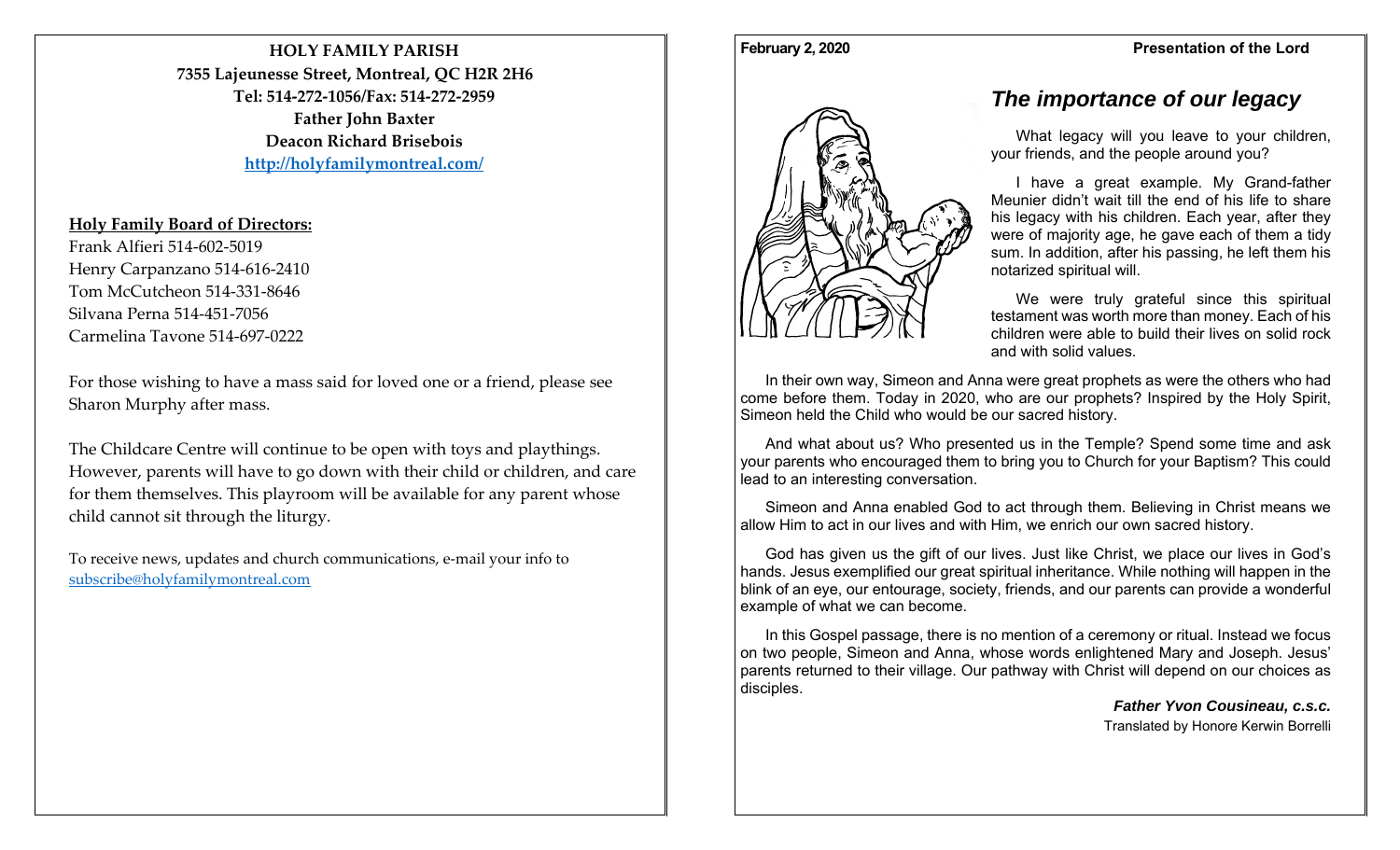**HOLY FAMILY PARISH**
**7355 Lajeunesse Street, Montreal, QC H2R 2H6**
**Tel: 514-272-1056/Fax: 514-272-2959**
**Father John Baxter**
**Deacon Richard Brisebois**
**[http://holyfamilymontreal.com/](http://holyfamilymontreal.com/)**

**Holy Family Board of Directors:**

Frank Alfieri 514-602-5019
Henry Carpanzano 514-616-2410
Tom McCutcheon 514-331-8646
Silvana Perna 514-451-7056
Carmelina Tavone 514-697-0222

For those wishing to have a mass said for loved one or a friend, please see Sharon Murphy after mass.

The Childcare Centre will continue to be open with toys and playthings. However, parents will have to go down with their child or children, and care for them themselves. This playroom will be available for any parent whose child cannot sit through the liturgy.

To receive news, updates and church communications, e-mail your info to [subscribe@holyfamilymontreal.com](mailto:subscribe@holyfamilymontreal.com)

**February 2, 2020** **Presentation of the Lord**

# *The importance of our legacy*

What legacy will you leave to your children, your friends, and the people around you?

I have a great example. My Grand-father Meunier didn't wait till the end of his life to share his legacy with his children. Each year, after they were of majority age, he gave each of them a tidy sum. In addition, after his passing, he left them his notarized spiritual will.

We were truly grateful since this spiritual testament was worth more than money. Each of his children were able to build their lives on solid rock and with solid values.

In their own way, Simeon and Anna were great prophets as were the others who had come before them. Today in 2020, who are our prophets? Inspired by the Holy Spirit, Simeon held the Child who would be our sacred history.

And what about us? Who presented us in the Temple? Spend some time and ask your parents who encouraged them to bring you to Church for your Baptism? This could lead to an interesting conversation.

Simeon and Anna enabled God to act through them. Believing in Christ means we allow Him to act in our lives and with Him, we enrich our own sacred history.

God has given us the gift of our lives. Just like Christ, we place our lives in God's hands. Jesus exemplified our great spiritual inheritance. While nothing will happen in the blink of an eye, our entourage, society, friends, and our parents can provide a wonderful example of what we can become.

In this Gospel passage, there is no mention of a ceremony or ritual. Instead we focus on two people, Simeon and Anna, whose words enlightened Mary and Joseph. Jesus' parents returned to their village. Our pathway with Christ will depend on our choices as disciples.

***Father Yvon Cousineau, c.s.c.***
Translated by Honore Kerwin Borrelli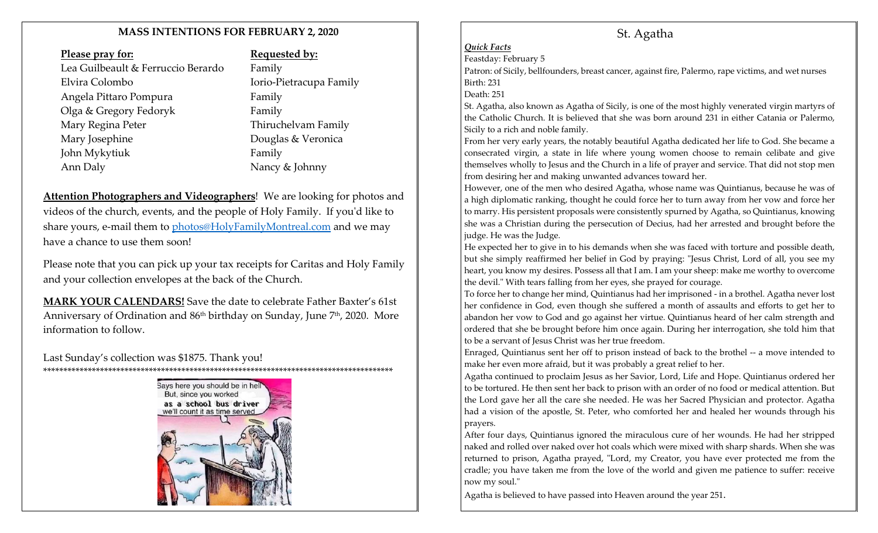## MASS INTENTIONS FOR FEBRUARY 2, 2020

| **Please pray for:** | **Requested by:** |
|---|---|
| Lea Guilbeault & Ferruccio Berardo | Family |
| Elvira Colombo | Iorio-Pietracupa Family |
| Angela Pittaro Pompura | Family |
| Olga & Gregory Fedoryk | Family |
| Mary Regina Peter | Thiruchelvam Family |
| Mary Josephine | Douglas & Veronica |
| John Mykytiuk | Family |
| Ann Daly | Nancy & Johnny |

**Attention Photographers and Videographers**! We are looking for photos and videos of the church, events, and the people of Holy Family. If you'd like to share yours, e-mail them to photos@HolyFamilyMontreal.com and we may have a chance to use them soon!

Please note that you can pick up your tax receipts for Caritas and Holy Family and your collection envelopes at the back of the Church.

**MARK YOUR CALENDARS!** Save the date to celebrate Father Baxter's 61st Anniversary of Ordination and 86th birthday on Sunday, June 7th, 2020. More information to follow.

Last Sunday's collection was $1875. Thank you!

*************************************************************************************

Says here you should be in hell
But, since you worked
as a school bus driver
we'll count it as time served

# St. Agatha

***Quick Facts***

Feastday: February 5

Patron: of Sicily, bellfounders, breast cancer, against fire, Palermo, rape victims, and wet nurses

Birth: 231

Death: 251

St. Agatha, also known as Agatha of Sicily, is one of the most highly venerated virgin martyrs of the Catholic Church. It is believed that she was born around 231 in either Catania or Palermo, Sicily to a rich and noble family.

From her very early years, the notably beautiful Agatha dedicated her life to God. She became a consecrated virgin, a state in life where young women choose to remain celibate and give themselves wholly to Jesus and the Church in a life of prayer and service. That did not stop men from desiring her and making unwanted advances toward her.

However, one of the men who desired Agatha, whose name was Quintianus, because he was of a high diplomatic ranking, thought he could force her to turn away from her vow and force her to marry. His persistent proposals were consistently spurned by Agatha, so Quintianus, knowing she was a Christian during the persecution of Decius, had her arrested and brought before the judge. He was the Judge.

He expected her to give in to his demands when she was faced with torture and possible death, but she simply reaffirmed her belief in God by praying: "Jesus Christ, Lord of all, you see my heart, you know my desires. Possess all that I am. I am your sheep: make me worthy to overcome the devil." With tears falling from her eyes, she prayed for courage.

To force her to change her mind, Quintianus had her imprisoned - in a brothel. Agatha never lost her confidence in God, even though she suffered a month of assaults and efforts to get her to abandon her vow to God and go against her virtue. Quintianus heard of her calm strength and ordered that she be brought before him once again. During her interrogation, she told him that to be a servant of Jesus Christ was her true freedom.

Enraged, Quintianus sent her off to prison instead of back to the brothel -- a move intended to make her even more afraid, but it was probably a great relief to her.

Agatha continued to proclaim Jesus as her Savior, Lord, Life and Hope. Quintianus ordered her to be tortured. He then sent her back to prison with an order of no food or medical attention. But the Lord gave her all the care she needed. He was her Sacred Physician and protector. Agatha had a vision of the apostle, St. Peter, who comforted her and healed her wounds through his prayers.

After four days, Quintianus ignored the miraculous cure of her wounds. He had her stripped naked and rolled over naked over hot coals which were mixed with sharp shards. When she was returned to prison, Agatha prayed, "Lord, my Creator, you have ever protected me from the cradle; you have taken me from the love of the world and given me patience to suffer: receive now my soul."

Agatha is believed to have passed into Heaven around the year 251.